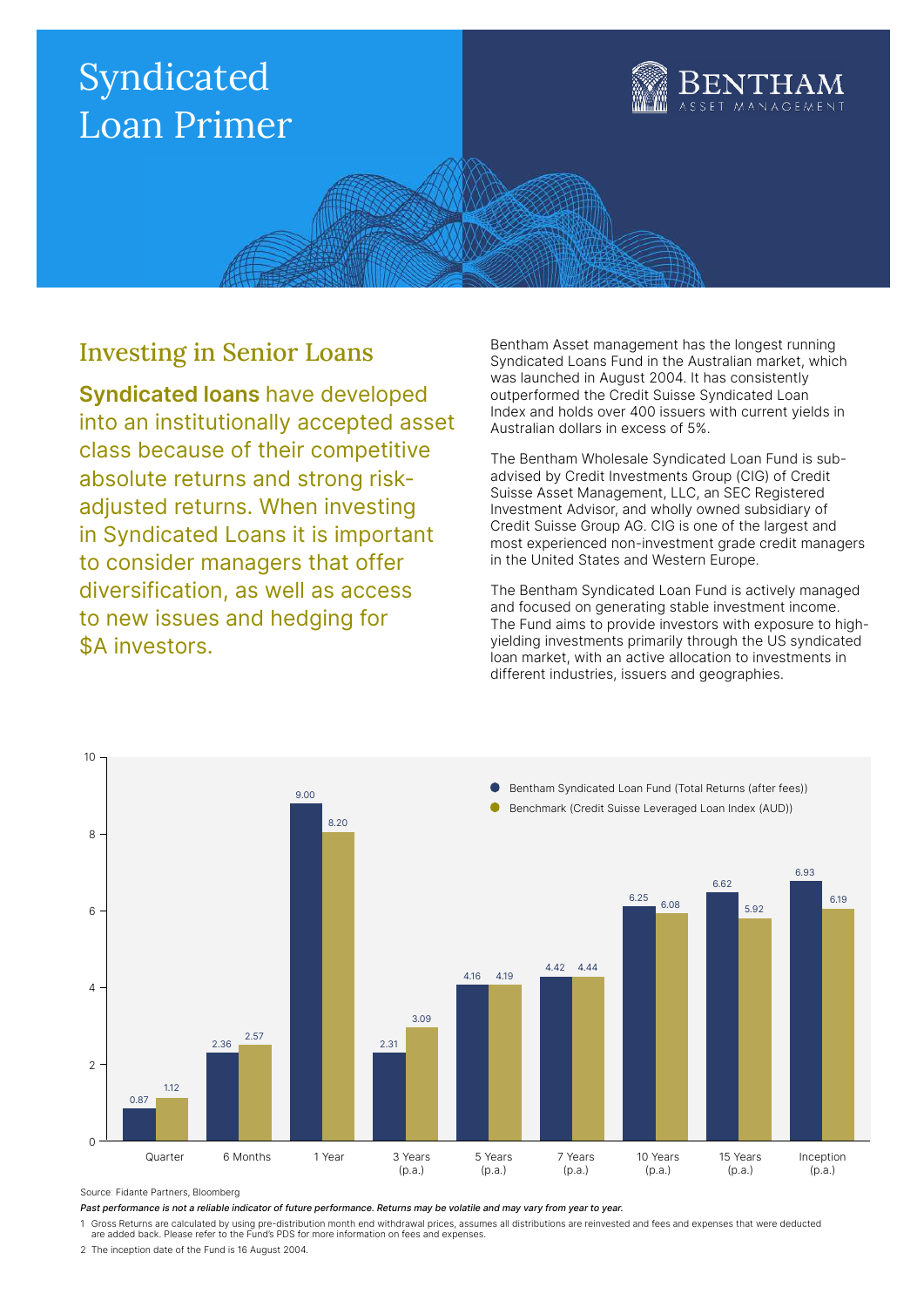# Syndicated Loan Primer

BENTHAM
ASSET MANAGEMENT

## Investing in Senior Loans

**Syndicated loans** have developed into an institutionally accepted asset class because of their competitive absolute returns and strong risk-adjusted returns. When investing in Syndicated Loans it is important to consider managers that offer diversification, as well as access to new issues and hedging for $A investors.

Bentham Asset management has the longest running Syndicated Loans Fund in the Australian market, which was launched in August 2004. It has consistently outperformed the Credit Suisse Syndicated Loan Index and holds over 400 issuers with current yields in Australian dollars in excess of 5%.

The Bentham Wholesale Syndicated Loan Fund is sub-advised by Credit Investments Group (CIG) of Credit Suisse Asset Management, LLC, an SEC Registered Investment Advisor, and wholly owned subsidiary of Credit Suisse Group AG. CIG is one of the largest and most experienced non-investment grade credit managers in the United States and Western Europe.

The Bentham Syndicated Loan Fund is actively managed and focused on generating stable investment income. The Fund aims to provide investors with exposure to high-yielding investments primarily through the US syndicated loan market, with an active allocation to investments in different industries, issuers and geographies.

| Period | Bentham Syndicated Loan Fund (Total Returns (after fees)) | Benchmark (Credit Suisse Leveraged Loan Index (AUD)) |
|---|---|---|
| Quarter | 0.87 | 1.12 |
| 6 Months | 2.36 | 2.57 |
| 1 Year | 9.00 | 8.20 |
| 3 Years (p.a.) | 2.31 | 3.09 |
| 5 Years (p.a.) | 4.16 | 4.19 |
| 7 Years (p.a.) | 4.42 | 4.44 |
| 10 Years (p.a.) | 6.25 | 6.08 |
| 15 Years (p.a.) | 6.62 | 5.92 |
| Inception (p.a.) | 6.93 | 6.19 |

Source: Fidante Partners, Bloomberg

***Past performance is not a reliable indicator of future performance. Returns may be volatile and may vary from year to year.***

1 Gross Returns are calculated by using pre-distribution month end withdrawal prices, assumes all distributions are reinvested and fees and expenses that were deducted are added back. Please refer to the Fund's PDS for more information on fees and expenses.

2 The inception date of the Fund is 16 August 2004.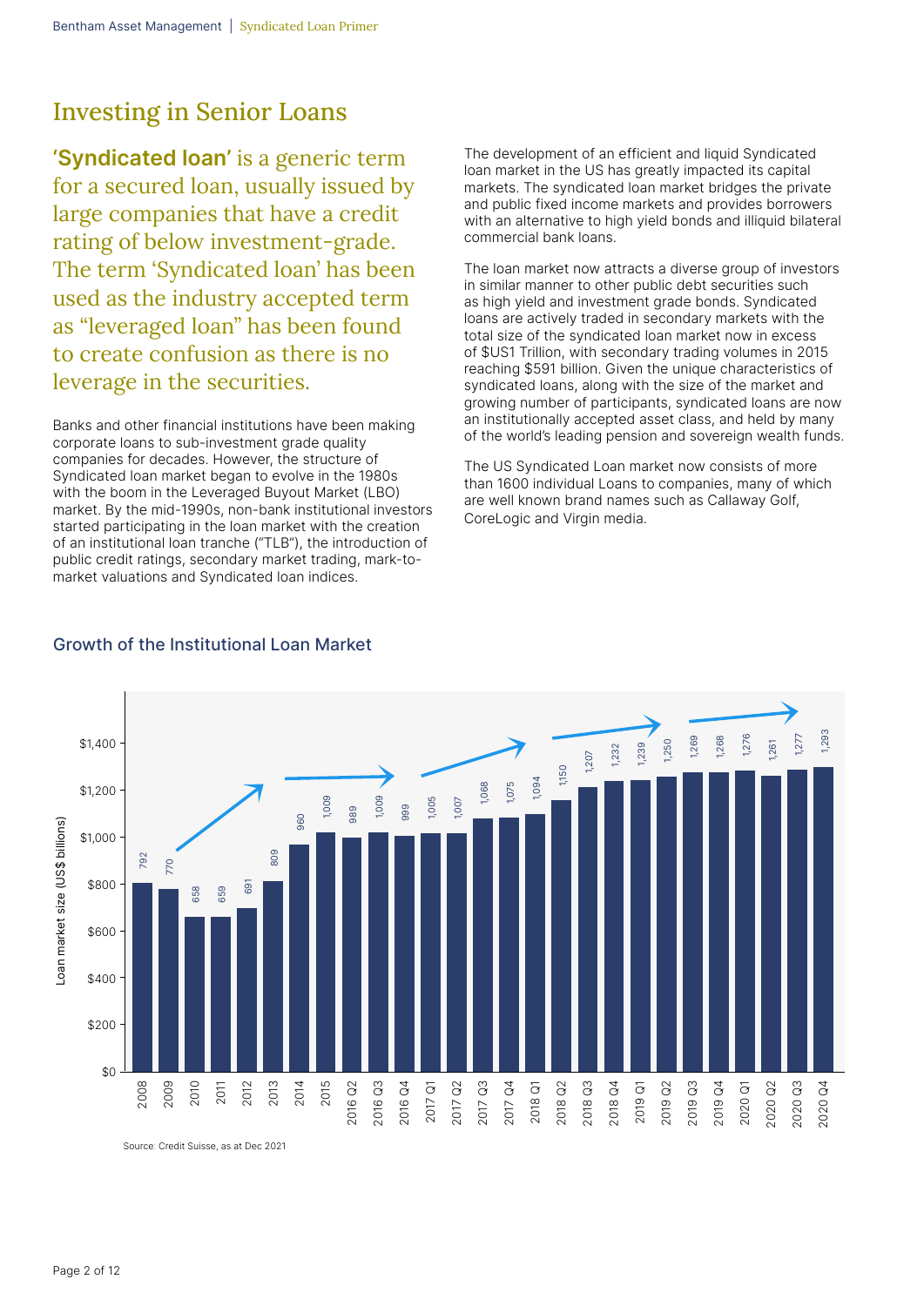# Investing in Senior Loans

**'Syndicated loan'** is a generic term for a secured loan, usually issued by large companies that have a credit rating of below investment-grade. The term 'Syndicated loan' has been used as the industry accepted term as "leveraged loan" has been found to create confusion as there is no leverage in the securities.

Banks and other financial institutions have been making corporate loans to sub-investment grade quality companies for decades. However, the structure of Syndicated loan market began to evolve in the 1980s with the boom in the Leveraged Buyout Market (LBO) market. By the mid-1990s, non-bank institutional investors started participating in the loan market with the creation of an institutional loan tranche ("TLB"), the introduction of public credit ratings, secondary market trading, mark-to-market valuations and Syndicated loan indices.

The development of an efficient and liquid Syndicated loan market in the US has greatly impacted its capital markets. The syndicated loan market bridges the private and public fixed income markets and provides borrowers with an alternative to high yield bonds and illiquid bilateral commercial bank loans.

The loan market now attracts a diverse group of investors in similar manner to other public debt securities such as high yield and investment grade bonds. Syndicated loans are actively traded in secondary markets with the total size of the syndicated loan market now in excess of $US1 Trillion, with secondary trading volumes in 2015 reaching $591 billion. Given the unique characteristics of syndicated loans, along with the size of the market and growing number of participants, syndicated loans are now an institutionally accepted asset class, and held by many of the world's leading pension and sovereign wealth funds.

The US Syndicated Loan market now consists of more than 1600 individual Loans to companies, many of which are well known brand names such as Callaway Golf, CoreLogic and Virgin media.

## Growth of the Institutional Loan Market

| Period | Loan market size (US$ billions) |
|---|---|
| 2008 | 792 |
| 2009 | 770 |
| 2010 | 658 |
| 2011 | 659 |
| 2012 | 691 |
| 2013 | 809 |
| 2014 | 960 |
| 2015 | 1,009 |
| 2016 Q2 | 989 |
| 2016 Q3 | 1,009 |
| 2016 Q4 | 999 |
| 2017 Q1 | 1,005 |
| 2017 Q2 | 1,007 |
| 2017 Q3 | 1,068 |
| 2017 Q4 | 1,075 |
| 2018 Q1 | 1,094 |
| 2018 Q2 | 1,150 |
| 2018 Q3 | 1,207 |
| 2018 Q4 | 1,232 |
| 2019 Q1 | 1,239 |
| 2019 Q2 | 1,250 |
| 2019 Q3 | 1,269 |
| 2019 Q4 | 1,268 |
| 2020 Q1 | 1,276 |
| 2020 Q2 | 1,261 |
| 2020 Q3 | 1,277 |
| 2020 Q4 | 1,293 |

Source: Credit Suisse, as at Dec 2021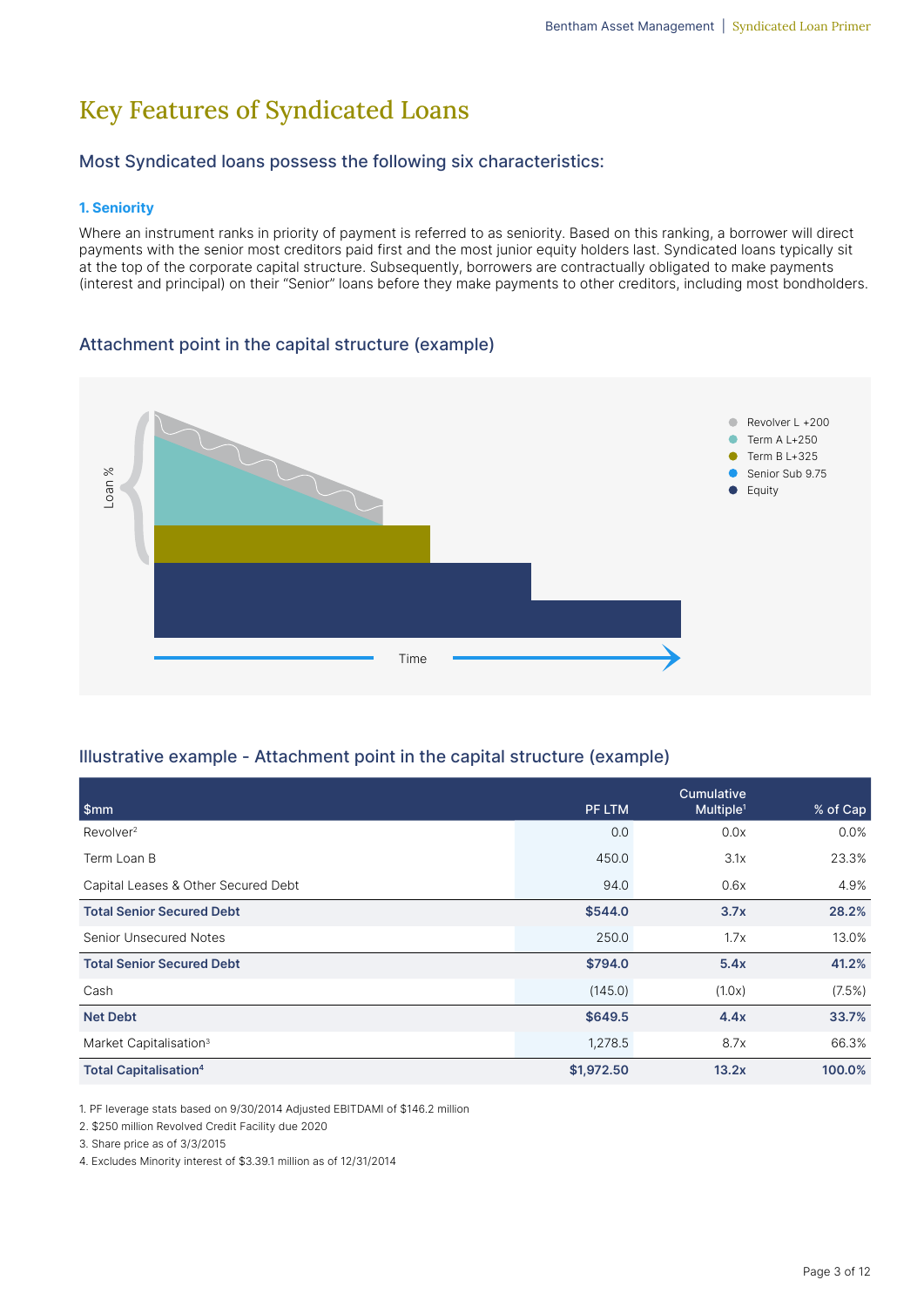# Key Features of Syndicated Loans

## Most Syndicated loans possess the following six characteristics:

### 1. Seniority

Where an instrument ranks in priority of payment is referred to as seniority. Based on this ranking, a borrower will direct payments with the senior most creditors paid first and the most junior equity holders last. Syndicated loans typically sit at the top of the corporate capital structure. Subsequently, borrowers are contractually obligated to make payments (interest and principal) on their "Senior" loans before they make payments to other creditors, including most bondholders.

## Attachment point in the capital structure (example)

Loan %

Time

- Revolver L +200
- Term A L+250
- Term B L+325
- Senior Sub 9.75
- Equity

## Illustrative example - Attachment point in the capital structure (example)

| $mm | PF LTM | Cumulative Multiple[1] | % of Cap |
|---|---|---|---|
| Revolver[2] | 0.0 | 0.0x | 0.0% |
| Term Loan B | 450.0 | 3.1x | 23.3% |
| Capital Leases & Other Secured Debt | 94.0 | 0.6x | 4.9% |
| **Total Senior Secured Debt** | **$544.0** | **3.7x** | **28.2%** |
| Senior Unsecured Notes | 250.0 | 1.7x | 13.0% |
| **Total Senior Secured Debt** | **$794.0** | **5.4x** | **41.2%** |
| Cash | (145.0) | (1.0x) | (7.5%) |
| **Net Debt** | **$649.5** | **4.4x** | **33.7%** |
| Market Capitalisation[3] | 1,278.5 | 8.7x | 66.3% |
| **Total Capitalisation[4]** | **$1,972.50** | **13.2x** | **100.0%** |

1. PF leverage stats based on 9/30/2014 Adjusted EBITDAMI of $146.2 million
2. $250 million Revolved Credit Facility due 2020
3. Share price as of 3/3/2015
4. Excludes Minority interest of $3.39.1 million as of 12/31/2014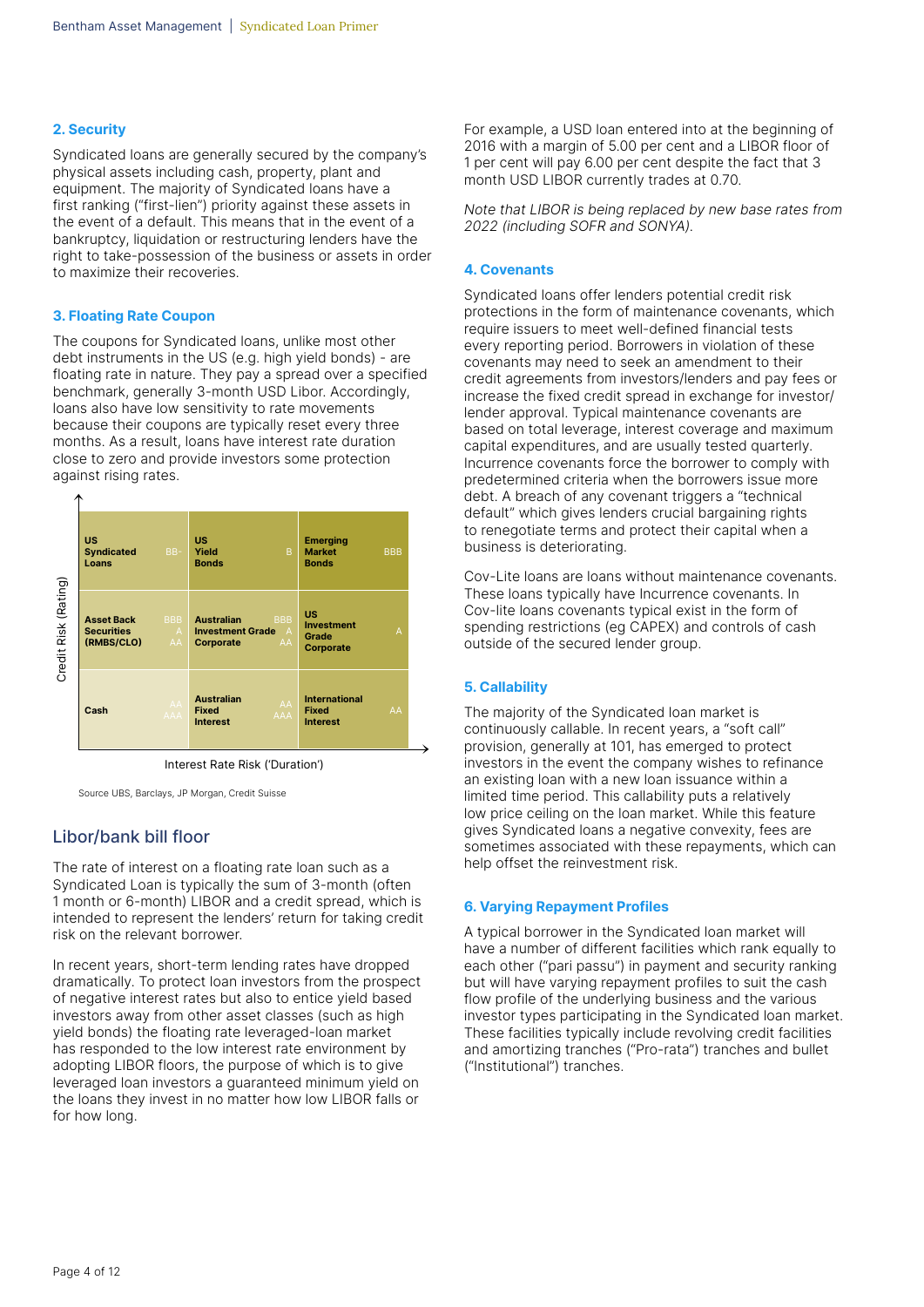## 2. Security

Syndicated loans are generally secured by the company's physical assets including cash, property, plant and equipment. The majority of Syndicated loans have a first ranking ("first-lien") priority against these assets in the event of a default. This means that in the event of a bankruptcy, liquidation or restructuring lenders have the right to take-possession of the business or assets in order to maximize their recoveries.

## 3. Floating Rate Coupon

The coupons for Syndicated loans, unlike most other debt instruments in the US (e.g. high yield bonds) - are floating rate in nature. They pay a spread over a specified benchmark, generally 3-month USD Libor. Accordingly, loans also have low sensitivity to rate movements because their coupons are typically reset every three months. As a result, loans have interest rate duration close to zero and provide investors some protection against rising rates.

| Credit Risk (Rating) ↑ / Interest Rate Risk ('Duration') → | | |
|---|---|---|
| US Syndicated Loans (BB-) | US Yield Bonds (B) | Emerging Market Bonds (BBB) |
| Asset Back Securities (RMBS/CLO) (BBB, A, AA) | Australian Investment Grade Corporate (BBB, A, AA) | US Investment Grade Corporate (A) |
| Cash (AA, AAA) | Australian Fixed Interest (AA, AAA) | International Fixed Interest (AA) |

Source UBS, Barclays, JP Morgan, Credit Suisse

## Libor/bank bill floor

The rate of interest on a floating rate loan such as a Syndicated Loan is typically the sum of 3-month (often 1 month or 6-month) LIBOR and a credit spread, which is intended to represent the lenders' return for taking credit risk on the relevant borrower.

In recent years, short-term lending rates have dropped dramatically. To protect loan investors from the prospect of negative interest rates but also to entice yield based investors away from other asset classes (such as high yield bonds) the floating rate leveraged-loan market has responded to the low interest rate environment by adopting LIBOR floors, the purpose of which is to give leveraged loan investors a guaranteed minimum yield on the loans they invest in no matter how low LIBOR falls or for how long.

For example, a USD loan entered into at the beginning of 2016 with a margin of 5.00 per cent and a LIBOR floor of 1 per cent will pay 6.00 per cent despite the fact that 3 month USD LIBOR currently trades at 0.70.

*Note that LIBOR is being replaced by new base rates from 2022 (including SOFR and SONYA).*

## 4. Covenants

Syndicated loans offer lenders potential credit risk protections in the form of maintenance covenants, which require issuers to meet well-defined financial tests every reporting period. Borrowers in violation of these covenants may need to seek an amendment to their credit agreements from investors/lenders and pay fees or increase the fixed credit spread in exchange for investor/lender approval. Typical maintenance covenants are based on total leverage, interest coverage and maximum capital expenditures, and are usually tested quarterly. Incurrence covenants force the borrower to comply with predetermined criteria when the borrowers issue more debt. A breach of any covenant triggers a "technical default" which gives lenders crucial bargaining rights to renegotiate terms and protect their capital when a business is deteriorating.

Cov-Lite loans are loans without maintenance covenants. These loans typically have Incurrence covenants. In Cov-lite loans covenants typical exist in the form of spending restrictions (eg CAPEX) and controls of cash outside of the secured lender group.

## 5. Callability

The majority of the Syndicated loan market is continuously callable. In recent years, a "soft call" provision, generally at 101, has emerged to protect investors in the event the company wishes to refinance an existing loan with a new loan issuance within a limited time period. This callability puts a relatively low price ceiling on the loan market. While this feature gives Syndicated loans a negative convexity, fees are sometimes associated with these repayments, which can help offset the reinvestment risk.

## 6. Varying Repayment Profiles

A typical borrower in the Syndicated loan market will have a number of different facilities which rank equally to each other ("pari passu") in payment and security ranking but will have varying repayment profiles to suit the cash flow profile of the underlying business and the various investor types participating in the Syndicated loan market. These facilities typically include revolving credit facilities and amortizing tranches ("Pro-rata") tranches and bullet ("Institutional") tranches.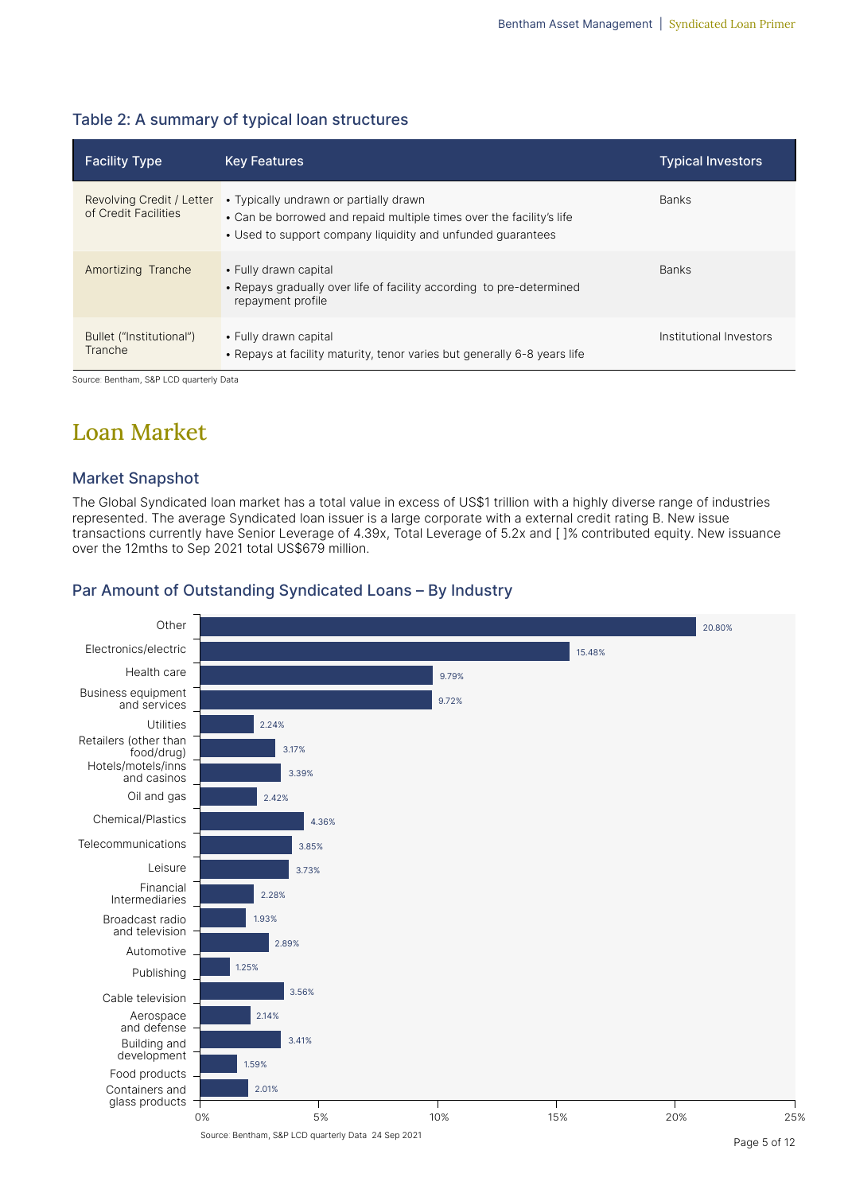### Table 2: A summary of typical loan structures

| Facility Type | Key Features | Typical Investors |
|---|---|---|
| Revolving Credit / Letter of Credit Facilities | • Typically undrawn or partially drawn<br>• Can be borrowed and repaid multiple times over the facility's life<br>• Used to support company liquidity and unfunded guarantees | Banks |
| Amortizing Tranche | • Fully drawn capital<br>• Repays gradually over life of facility according to pre-determined repayment profile | Banks |
| Bullet ("Institutional") Tranche | • Fully drawn capital<br>• Repays at facility maturity, tenor varies but generally 6-8 years life | Institutional Investors |

Source: Bentham, S&P LCD quarterly Data

# Loan Market

## Market Snapshot

The Global Syndicated loan market has a total value in excess of US$1 trillion with a highly diverse range of industries represented. The average Syndicated loan issuer is a large corporate with a external credit rating B. New issue transactions currently have Senior Leverage of 4.39x, Total Leverage of 5.2x and [ ]% contributed equity. New issuance over the 12mths to Sep 2021 total US$679 million.

## Par Amount of Outstanding Syndicated Loans – By Industry

| Industry | Share |
|---|---|
| Other | 20.80% |
| Electronics/electric | 15.48% |
| Health care | 9.79% |
| Business equipment and services | 9.72% |
| Utilities | 2.24% |
| Retailers (other than food/drug) | 3.17% |
| Hotels/motels/inns and casinos | 3.39% |
| Oil and gas | 2.42% |
| Chemical/Plastics | 4.36% |
| Telecommunications | 3.85% |
| Leisure | 3.73% |
| Financial Intermediaries | 2.28% |
| Broadcast radio and television | 1.93% |
| Automotive | 2.89% |
| Publishing | 1.25% |
| Cable television | 3.56% |
| Aerospace and defense | 2.14% |
| Building and development | 3.41% |
| Food products | 1.59% |
| Containers and glass products | 2.01% |

Source: Bentham, S&P LCD quarterly Data 24 Sep 2021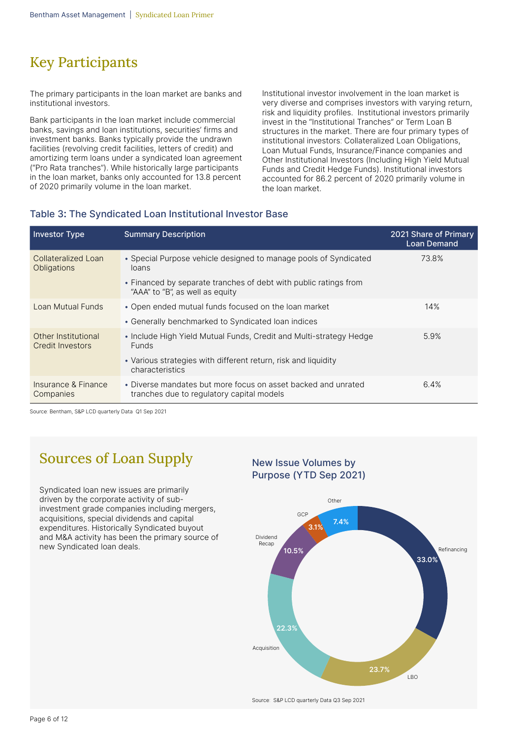# Key Participants

The primary participants in the loan market are banks and institutional investors.

Bank participants in the loan market include commercial banks, savings and loan institutions, securities' firms and investment banks. Banks typically provide the undrawn facilities (revolving credit facilities, letters of credit) and amortizing term loans under a syndicated loan agreement ("Pro Rata tranches"). While historically large participants in the loan market, banks only accounted for 13.8 percent of 2020 primarily volume in the loan market.

Institutional investor involvement in the loan market is very diverse and comprises investors with varying return, risk and liquidity profiles. Institutional investors primarily invest in the "Institutional Tranches" or Term Loan B structures in the market. There are four primary types of institutional investors: Collateralized Loan Obligations, Loan Mutual Funds, Insurance/Finance companies and Other Institutional Investors (Including High Yield Mutual Funds and Credit Hedge Funds). Institutional investors accounted for 86.2 percent of 2020 primarily volume in the loan market.

### Table 3: The Syndicated Loan Institutional Investor Base

| Investor Type | Summary Description | 2021 Share of Primary Loan Demand |
|---|---|---|
| Collateralized Loan Obligations | • Special Purpose vehicle designed to manage pools of Syndicated loans<br>• Financed by separate tranches of debt with public ratings from "AAA" to "B", as well as equity | 73.8% |
| Loan Mutual Funds | • Open ended mutual funds focused on the loan market<br>• Generally benchmarked to Syndicated loan indices | 14% |
| Other Institutional Credit Investors | • Include High Yield Mutual Funds, Credit and Multi-strategy Hedge Funds<br>• Various strategies with different return, risk and liquidity characteristics | 5.9% |
| Insurance & Finance Companies | • Diverse mandates but more focus on asset backed and unrated tranches due to regulatory capital models | 6.4% |

Source: Bentham, S&P LCD quarterly Data Q1 Sep 2021

# Sources of Loan Supply

Syndicated loan new issues are primarily driven by the corporate activity of sub-investment grade companies including mergers, acquisitions, special dividends and capital expenditures. Historically Syndicated buyout and M&A activity has been the primary source of new Syndicated loan deals.

### New Issue Volumes by Purpose (YTD Sep 2021)

| Purpose | Share |
|---|---|
| Refinancing | 33.0% |
| LBO | 23.7% |
| Acquisition | 22.3% |
| Dividend Recap | 10.5% |
| GCP | 3.1% |
| Other | 7.4% |

Source: S&P LCD quarterly Data Q3 Sep 2021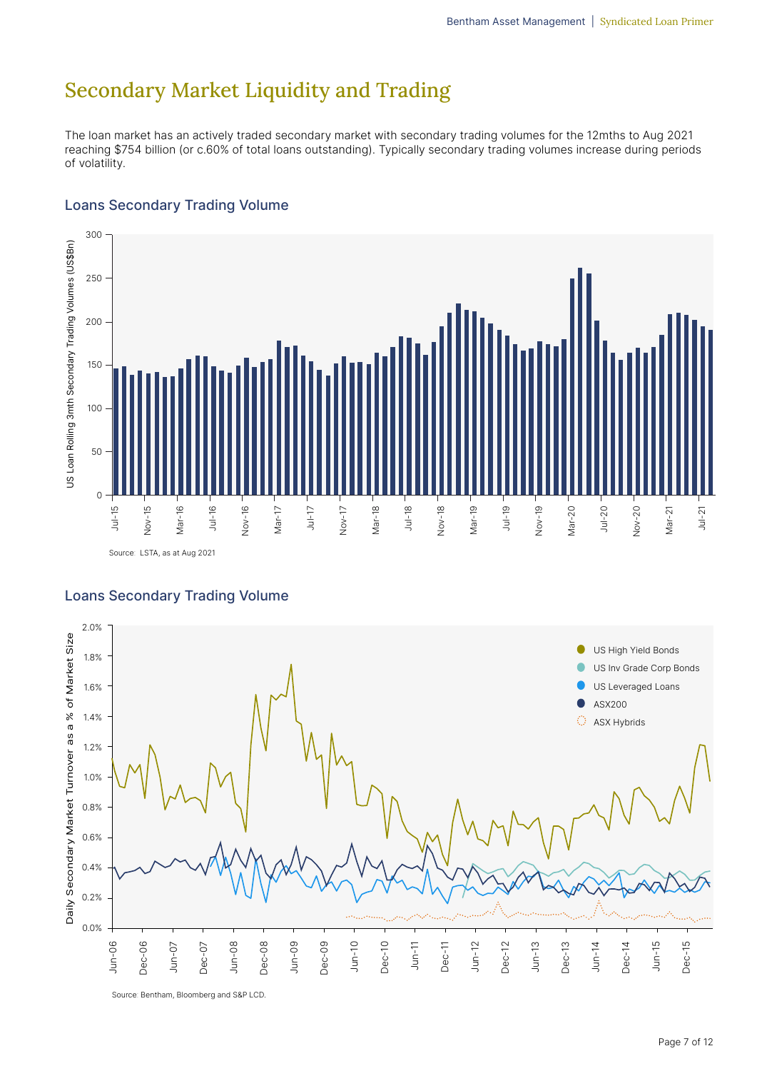# Secondary Market Liquidity and Trading

The loan market has an actively traded secondary market with secondary trading volumes for the 12mths to Aug 2021 reaching $754 billion (or c.60% of total loans outstanding). Typically secondary trading volumes increase during periods of volatility.

## Loans Secondary Trading Volume

Source: LSTA, as at Aug 2021

## Loans Secondary Trading Volume

Source: Bentham, Bloomberg and S&P LCD.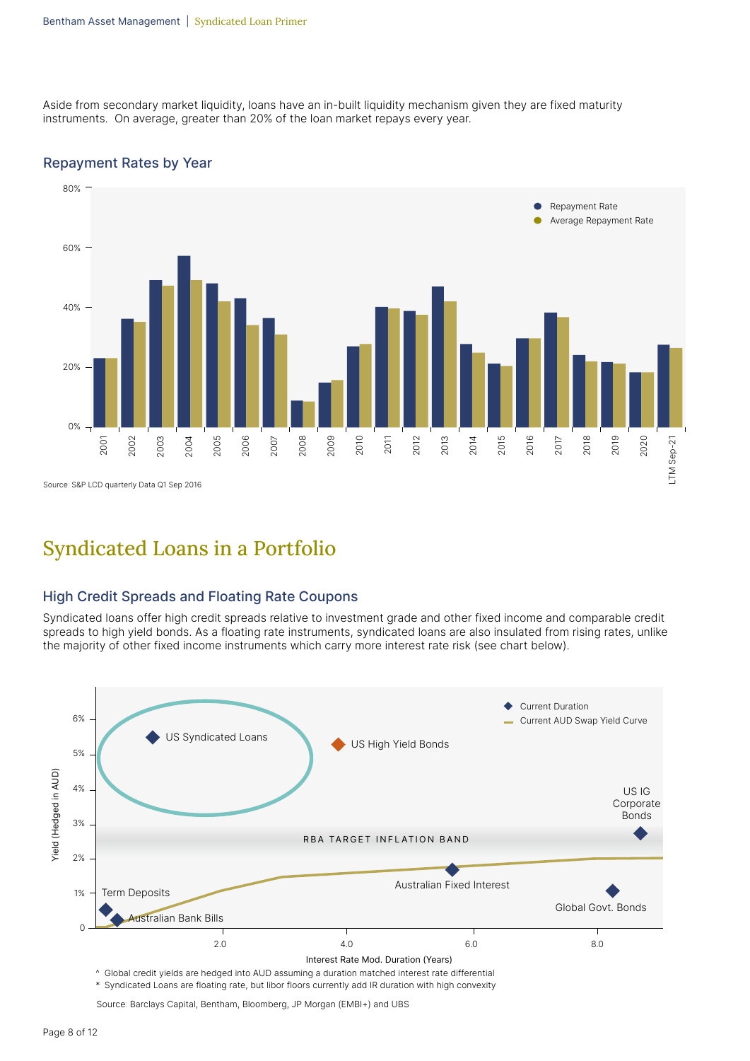Aside from secondary market liquidity, loans have an in-built liquidity mechanism given they are fixed maturity instruments. On average, greater than 20% of the loan market repays every year.

### Repayment Rates by Year

Source: S&P LCD quarterly Data Q1 Sep 2016

# Syndicated Loans in a Portfolio

### High Credit Spreads and Floating Rate Coupons

Syndicated loans offer high credit spreads relative to investment grade and other fixed income and comparable credit spreads to high yield bonds. As a floating rate instruments, syndicated loans are also insulated from rising rates, unlike the majority of other fixed income instruments which carry more interest rate risk (see chart below).

^ Global credit yields are hedged into AUD assuming a duration matched interest rate differential
* Syndicated Loans are floating rate, but libor floors currently add IR duration with high convexity

Source: Barclays Capital, Bentham, Bloomberg, JP Morgan (EMBI+) and UBS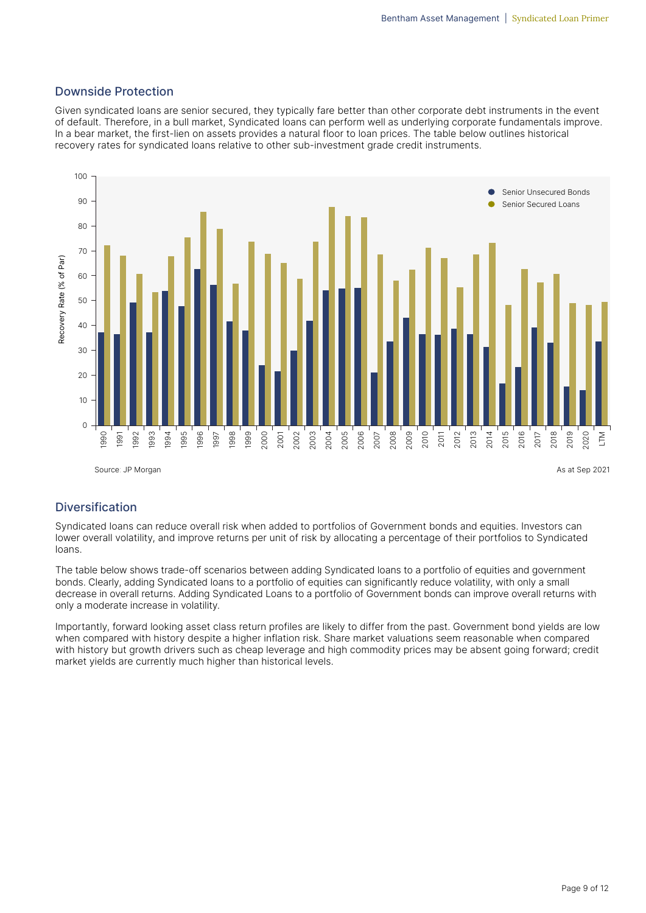## Downside Protection

Given syndicated loans are senior secured, they typically fare better than other corporate debt instruments in the event of default. Therefore, in a bull market, Syndicated loans can perform well as underlying corporate fundamentals improve. In a bear market, the first-lien on assets provides a natural floor to loan prices. The table below outlines historical recovery rates for syndicated loans relative to other sub-investment grade credit instruments.

Source: JP Morgan

As at Sep 2021

## Diversification

Syndicated loans can reduce overall risk when added to portfolios of Government bonds and equities. Investors can lower overall volatility, and improve returns per unit of risk by allocating a percentage of their portfolios to Syndicated loans.

The table below shows trade-off scenarios between adding Syndicated loans to a portfolio of equities and government bonds. Clearly, adding Syndicated loans to a portfolio of equities can significantly reduce volatility, with only a small decrease in overall returns. Adding Syndicated Loans to a portfolio of Government bonds can improve overall returns with only a moderate increase in volatility.

Importantly, forward looking asset class return profiles are likely to differ from the past. Government bond yields are low when compared with history despite a higher inflation risk. Share market valuations seem reasonable when compared with history but growth drivers such as cheap leverage and high commodity prices may be absent going forward; credit market yields are currently much higher than historical levels.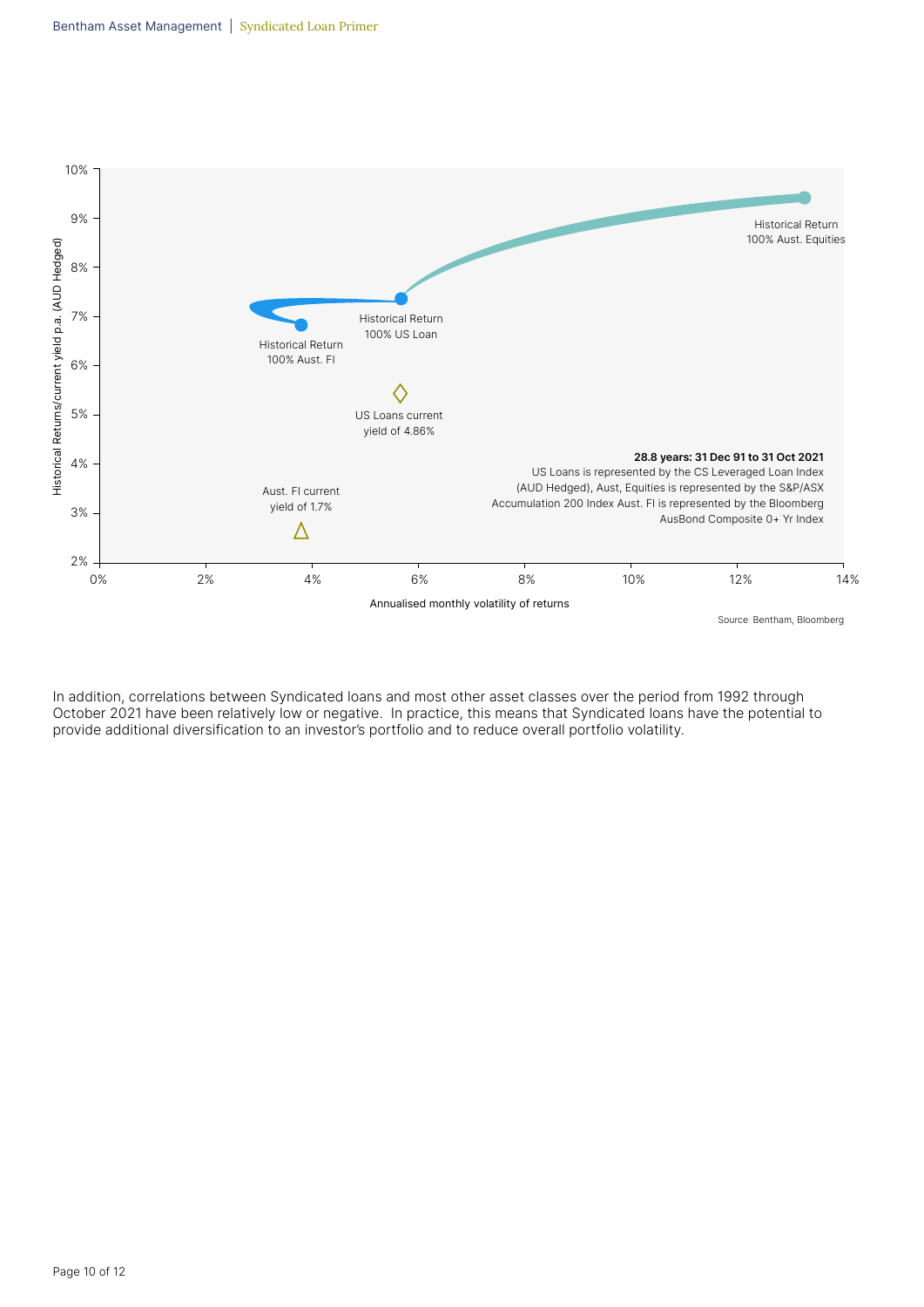Historical Returns/current yield p.a. (AUD Hedged)

Historical Return 100% Aust. Equities

Historical Return 100% US Loan

Historical Return 100% Aust. FI

US Loans current yield of 4.86%

Aust. FI current yield of 1.7%

**28.8 years: 31 Dec 91 to 31 Oct 2021**

US Loans is represented by the CS Leveraged Loan Index (AUD Hedged), Aust, Equities is represented by the S&P/ASX Accumulation 200 Index Aust. FI is represented by the Bloomberg AusBond Composite 0+ Yr Index

Annualised monthly volatility of returns

Source: Bentham, Bloomberg

In addition, correlations between Syndicated loans and most other asset classes over the period from 1992 through October 2021 have been relatively low or negative. In practice, this means that Syndicated loans have the potential to provide additional diversification to an investor's portfolio and to reduce overall portfolio volatility.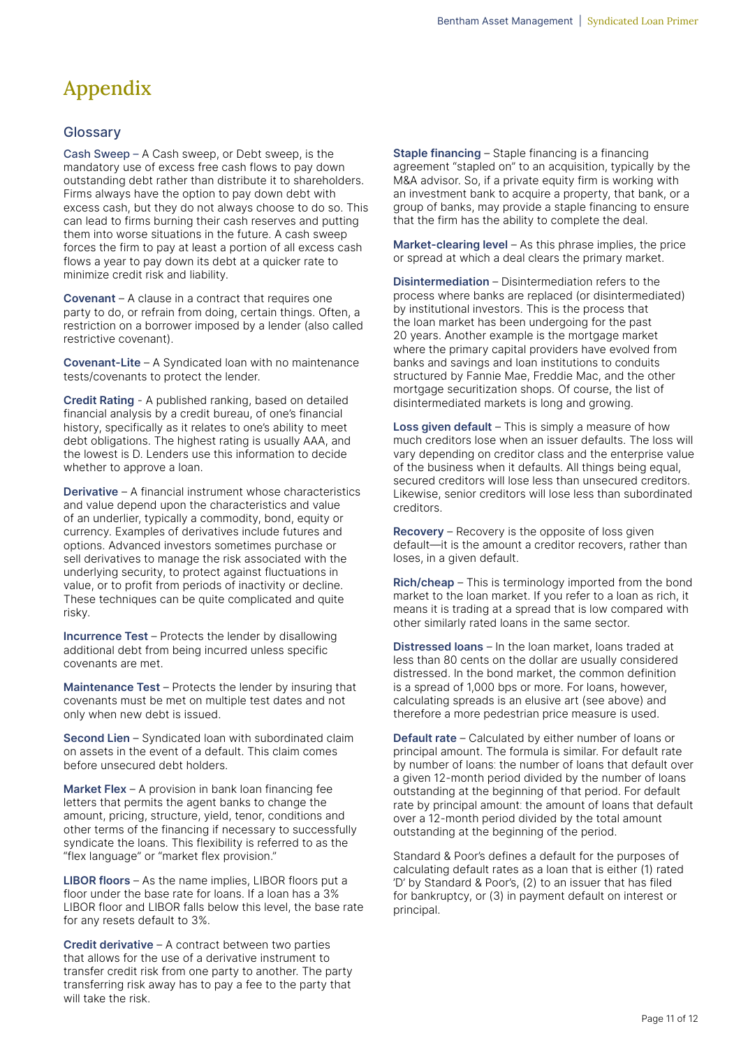# Appendix

## Glossary

**Cash Sweep** – A Cash sweep, or Debt sweep, is the mandatory use of excess free cash flows to pay down outstanding debt rather than distribute it to shareholders. Firms always have the option to pay down debt with excess cash, but they do not always choose to do so. This can lead to firms burning their cash reserves and putting them into worse situations in the future. A cash sweep forces the firm to pay at least a portion of all excess cash flows a year to pay down its debt at a quicker rate to minimize credit risk and liability.

**Covenant** – A clause in a contract that requires one party to do, or refrain from doing, certain things. Often, a restriction on a borrower imposed by a lender (also called restrictive covenant).

**Covenant-Lite** – A Syndicated loan with no maintenance tests/covenants to protect the lender.

**Credit Rating** - A published ranking, based on detailed financial analysis by a credit bureau, of one's financial history, specifically as it relates to one's ability to meet debt obligations. The highest rating is usually AAA, and the lowest is D. Lenders use this information to decide whether to approve a loan.

**Derivative** – A financial instrument whose characteristics and value depend upon the characteristics and value of an underlier, typically a commodity, bond, equity or currency. Examples of derivatives include futures and options. Advanced investors sometimes purchase or sell derivatives to manage the risk associated with the underlying security, to protect against fluctuations in value, or to profit from periods of inactivity or decline. These techniques can be quite complicated and quite risky.

**Incurrence Test** – Protects the lender by disallowing additional debt from being incurred unless specific covenants are met.

**Maintenance Test** – Protects the lender by insuring that covenants must be met on multiple test dates and not only when new debt is issued.

**Second Lien** – Syndicated loan with subordinated claim on assets in the event of a default. This claim comes before unsecured debt holders.

**Market Flex** – A provision in bank loan financing fee letters that permits the agent banks to change the amount, pricing, structure, yield, tenor, conditions and other terms of the financing if necessary to successfully syndicate the loans. This flexibility is referred to as the "flex language" or "market flex provision."

**LIBOR floors** – As the name implies, LIBOR floors put a floor under the base rate for loans. If a loan has a 3% LIBOR floor and LIBOR falls below this level, the base rate for any resets default to 3%.

**Credit derivative** – A contract between two parties that allows for the use of a derivative instrument to transfer credit risk from one party to another. The party transferring risk away has to pay a fee to the party that will take the risk.

**Staple financing** – Staple financing is a financing agreement "stapled on" to an acquisition, typically by the M&A advisor. So, if a private equity firm is working with an investment bank to acquire a property, that bank, or a group of banks, may provide a staple financing to ensure that the firm has the ability to complete the deal.

**Market-clearing level** – As this phrase implies, the price or spread at which a deal clears the primary market.

**Disintermediation** – Disintermediation refers to the process where banks are replaced (or disintermediated) by institutional investors. This is the process that the loan market has been undergoing for the past 20 years. Another example is the mortgage market where the primary capital providers have evolved from banks and savings and loan institutions to conduits structured by Fannie Mae, Freddie Mac, and the other mortgage securitization shops. Of course, the list of disintermediated markets is long and growing.

**Loss given default** – This is simply a measure of how much creditors lose when an issuer defaults. The loss will vary depending on creditor class and the enterprise value of the business when it defaults. All things being equal, secured creditors will lose less than unsecured creditors. Likewise, senior creditors will lose less than subordinated creditors.

**Recovery** – Recovery is the opposite of loss given default—it is the amount a creditor recovers, rather than loses, in a given default.

**Rich/cheap** – This is terminology imported from the bond market to the loan market. If you refer to a loan as rich, it means it is trading at a spread that is low compared with other similarly rated loans in the same sector.

**Distressed loans** – In the loan market, loans traded at less than 80 cents on the dollar are usually considered distressed. In the bond market, the common definition is a spread of 1,000 bps or more. For loans, however, calculating spreads is an elusive art (see above) and therefore a more pedestrian price measure is used.

**Default rate** – Calculated by either number of loans or principal amount. The formula is similar. For default rate by number of loans: the number of loans that default over a given 12-month period divided by the number of loans outstanding at the beginning of that period. For default rate by principal amount: the amount of loans that default over a 12-month period divided by the total amount outstanding at the beginning of the period.

Standard & Poor's defines a default for the purposes of calculating default rates as a loan that is either (1) rated 'D' by Standard & Poor's, (2) to an issuer that has filed for bankruptcy, or (3) in payment default on interest or principal.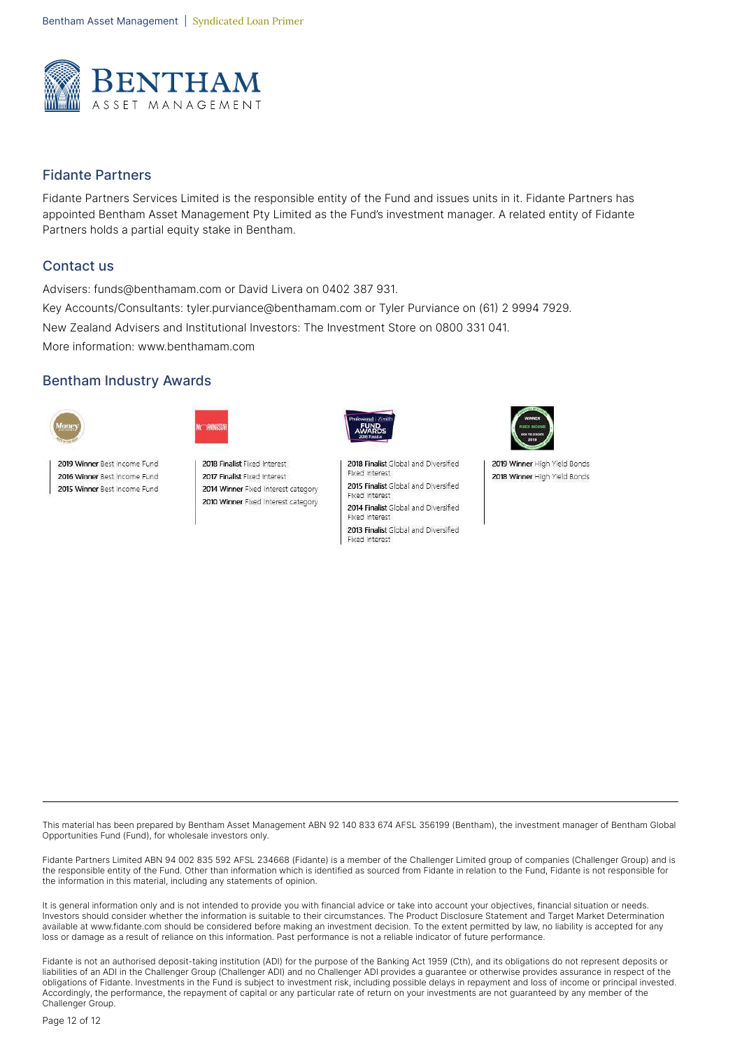## Fidante Partners

Fidante Partners Services Limited is the responsible entity of the Fund and issues units in it. Fidante Partners has appointed Bentham Asset Management Pty Limited as the Fund's investment manager. A related entity of Fidante Partners holds a partial equity stake in Bentham.

## Contact us

Advisers: funds@benthamam.com or David Livera on 0402 387 931.

Key Accounts/Consultants: tyler.purviance@benthamam.com or Tyler Purviance on (61) 2 9994 7929.

New Zealand Advisers and Institutional Investors: The Investment Store on 0800 331 041.

More information: www.benthamam.com

## Bentham Industry Awards

**2019 Winner** Best Income Fund
**2016 Winner** Best Income Fund
**2015 Winner** Best Income Fund

**2018 Finalist** Fixed Interest
**2017 Finalist** Fixed Interest
**2014 Winner** Fixed Interest category
**2010 Winner** Fixed Interest category

**2018 Finalist** Global and Diversified Fixed Interest
**2015 Finalist** Global and Diversified Fixed Interest
**2014 Finalist** Global and Diversified Fixed Interest
**2013 Finalist** Global and Diversified Fixed Interest

**2019 Winner** High Yield Bonds
**2018 Winner** High Yield Bonds

---

This material has been prepared by Bentham Asset Management ABN 92 140 833 674 AFSL 356199 (Bentham), the investment manager of Bentham Global Opportunities Fund (Fund), for wholesale investors only.

Fidante Partners Limited ABN 94 002 835 592 AFSL 234668 (Fidante) is a member of the Challenger Limited group of companies (Challenger Group) and is the responsible entity of the Fund. Other than information which is identified as sourced from Fidante in relation to the Fund, Fidante is not responsible for the information in this material, including any statements of opinion.

It is general information only and is not intended to provide you with financial advice or take into account your objectives, financial situation or needs. Investors should consider whether the information is suitable to their circumstances. The Product Disclosure Statement and Target Market Determination available at www.fidante.com should be considered before making an investment decision. To the extent permitted by law, no liability is accepted for any loss or damage as a result of reliance on this information. Past performance is not a reliable indicator of future performance.

Fidante is not an authorised deposit-taking institution (ADI) for the purpose of the Banking Act 1959 (Cth), and its obligations do not represent deposits or liabilities of an ADI in the Challenger Group (Challenger ADI) and no Challenger ADI provides a guarantee or otherwise provides assurance in respect of the obligations of Fidante. Investments in the Fund is subject to investment risk, including possible delays in repayment and loss of income or principal invested. Accordingly, the performance, the repayment of capital or any particular rate of return on your investments are not guaranteed by any member of the Challenger Group.